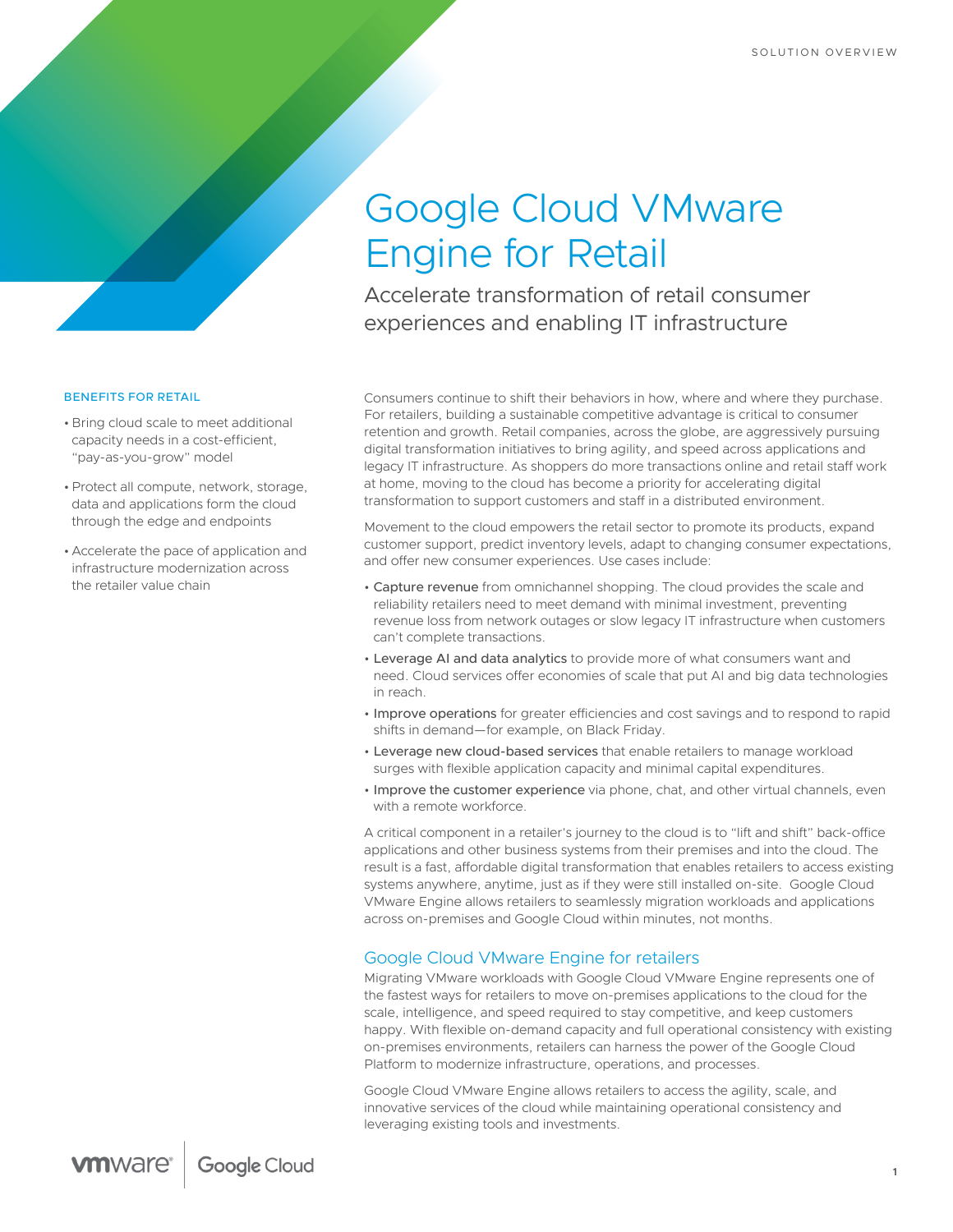SOLUTION OVERVIEW

# Google Cloud VMware Engine for Retail

Accelerate transformation of retail consumer experiences and enabling IT infrastructure

### BENEFITS FOR RETAIL

- Bring cloud scale to meet additional capacity needs in a cost-efficient, "pay-as-you-grow" model
- Protect all compute, network, storage, data and applications form the cloud through the edge and endpoints
- Accelerate the pace of application and infrastructure modernization across the retailer value chain

Consumers continue to shift their behaviors in how, where and where they purchase. For retailers, building a sustainable competitive advantage is critical to consumer retention and growth. Retail companies, across the globe, are aggressively pursuing digital transformation initiatives to bring agility, and speed across applications and legacy IT infrastructure. As shoppers do more transactions online and retail staff work at home, moving to the cloud has become a priority for accelerating digital transformation to support customers and staff in a distributed environment.

Movement to the cloud empowers the retail sector to promote its products, expand customer support, predict inventory levels, adapt to changing consumer expectations, and offer new consumer experiences. Use cases include:

- **Capture revenue** from omnichannel shopping. The cloud provides the scale and reliability retailers need to meet demand with minimal investment, preventing revenue loss from network outages or slow legacy IT infrastructure when customers can't complete transactions.
- **Leverage AI and data analytics** to provide more of what consumers want and need. Cloud services offer economies of scale that put AI and big data technologies in reach.
- **Improve operations** for greater efficiencies and cost savings and to respond to rapid shifts in demand—for example, on Black Friday.
- **Leverage new cloud-based services** that enable retailers to manage workload surges with flexible application capacity and minimal capital expenditures.
- **Improve the customer experience** via phone, chat, and other virtual channels, even with a remote workforce.

A critical component in a retailer's journey to the cloud is to "lift and shift" back-office applications and other business systems from their premises and into the cloud. The result is a fast, affordable digital transformation that enables retailers to access existing systems anywhere, anytime, just as if they were still installed on-site. Google Cloud VMware Engine allows retailers to seamlessly migration workloads and applications across on-premises and Google Cloud within minutes, not months.

## Google Cloud VMware Engine for retailers

Migrating VMware workloads with Google Cloud VMware Engine represents one of the fastest ways for retailers to move on-premises applications to the cloud for the scale, intelligence, and speed required to stay competitive, and keep customers happy. With flexible on-demand capacity and full operational consistency with existing on-premises environments, retailers can harness the power of the Google Cloud Platform to modernize infrastructure, operations, and processes.

Google Cloud VMware Engine allows retailers to access the agility, scale, and innovative services of the cloud while maintaining operational consistency and leveraging existing tools and investments.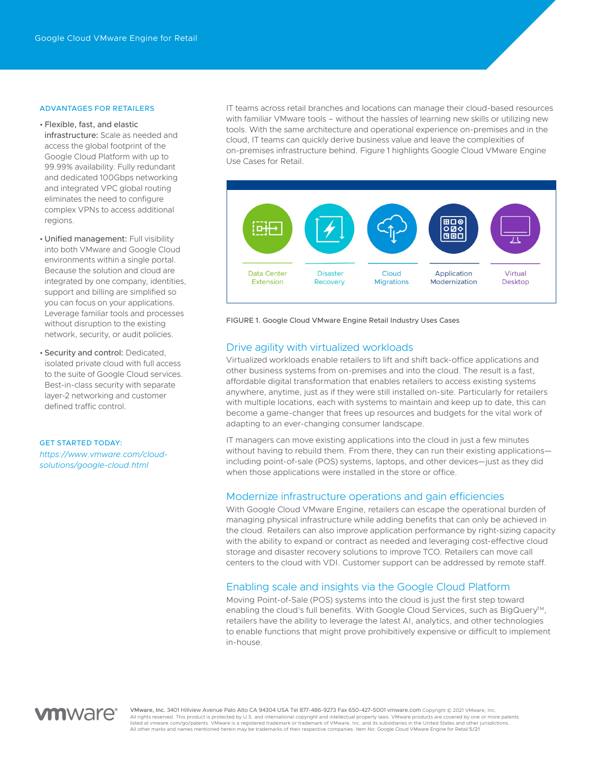## ADVANTAGES FOR RETAILERS

- **Flexible, fast, and elastic infrastructure:** Scale as needed and access the global footprint of the Google Cloud Platform with up to 99.99% availability. Fully redundant and dedicated 100Gbps networking and integrated VPC global routing eliminates the need to configure complex VPNs to access additional regions.
- **Unified management:** Full visibility into both VMware and Google Cloud environments within a single portal. Because the solution and cloud are integrated by one company, identities, support and billing are simplified so you can focus on your applications. Leverage familiar tools and processes without disruption to the existing network, security, or audit policies.
- **Security and control:** Dedicated, isolated private cloud with full access to the suite of Google Cloud services. Best-in-class security with separate layer-2 networking and customer defined traffic control.

## GET STARTED TODAY:

*https://www.vmware.com/cloud-solutions/google-cloud.html*

IT teams across retail branches and locations can manage their cloud-based resources with familiar VMware tools – without the hassles of learning new skills or utilizing new tools. With the same architecture and operational experience on-premises and in the cloud, IT teams can quickly derive business value and leave the complexities of on-premises infrastructure behind. Figure 1 highlights Google Cloud VMware Engine Use Cases for Retail.

Data Center Extension

Disaster Recovery

Cloud Migrations

Application Modernization

Virtual Desktop

FIGURE 1. Google Cloud VMware Engine Retail Industry Uses Cases

## Drive agility with virtualized workloads

Virtualized workloads enable retailers to lift and shift back-office applications and other business systems from on-premises and into the cloud. The result is a fast, affordable digital transformation that enables retailers to access existing systems anywhere, anytime, just as if they were still installed on-site. Particularly for retailers with multiple locations, each with systems to maintain and keep up to date, this can become a game-changer that frees up resources and budgets for the vital work of adapting to an ever-changing consumer landscape.

IT managers can move existing applications into the cloud in just a few minutes without having to rebuild them. From there, they can run their existing applications—including point-of-sale (POS) systems, laptops, and other devices—just as they did when those applications were installed in the store or office.

## Modernize infrastructure operations and gain efficiencies

With Google Cloud VMware Engine, retailers can escape the operational burden of managing physical infrastructure while adding benefits that can only be achieved in the cloud. Retailers can also improve application performance by right-sizing capacity with the ability to expand or contract as needed and leveraging cost-effective cloud storage and disaster recovery solutions to improve TCO. Retailers can move call centers to the cloud with VDI. Customer support can be addressed by remote staff.

## Enabling scale and insights via the Google Cloud Platform

Moving Point-of-Sale (POS) systems into the cloud is just the first step toward enabling the cloud's full benefits. With Google Cloud Services, such as BigQuery™, retailers have the ability to leverage the latest AI, analytics, and other technologies to enable functions that might prove prohibitively expensive or difficult to implement in-house.

VMware, Inc. 3401 Hillview Avenue Palo Alto CA 94304 USA Tel 877-486-9273 Fax 650-427-5001 vmware.com Copyright © 2021 VMware, Inc. All rights reserved. This product is protected by U.S. and international copyright and intellectual property laws. VMware products are covered by one or more patents listed at vmware.com/go/patents. VMware is a registered trademark or trademark of VMware, Inc. and its subsidiaries in the United States and other jurisdictions. All other marks and names mentioned herein may be trademarks of their respective companies. Item No: Google Cloud VMware Engine for Retail 5/21